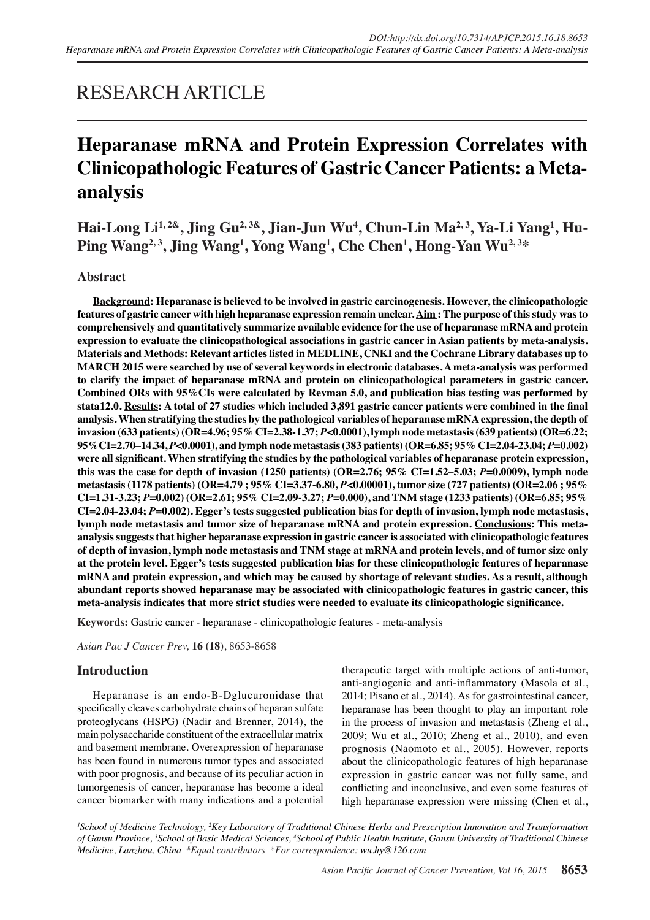RESEARCH ARTICLE

# Heparanase mRNA and Protein Expression Correlates with Clinicopathologic Features of Gastric Cancer Patients: a Meta-analysis

**Hai-Long Li[1, 2&], Jing Gu[2, 3&], Jian-Jun Wu[4], Chun-Lin Ma[2, 3], Ya-Li Yang[1], Hu-Ping Wang[2, 3], Jing Wang[1], Yong Wang[1], Che Chen[1], Hong-Yan Wu[2, 3]*** 

## Abstract

**Background: Heparanase is believed to be involved in gastric carcinogenesis. However, the clinicopathologic features of gastric cancer with high heparanase expression remain unclear. Aim : The purpose of this study was to comprehensively and quantitatively summarize available evidence for the use of heparanase mRNA and protein expression to evaluate the clinicopathological associations in gastric cancer in Asian patients by meta-analysis. Materials and Methods: Relevant articles listed in MEDLINE, CNKI and the Cochrane Library databases up to MARCH 2015 were searched by use of several keywords in electronic databases. A meta-analysis was performed to clarify the impact of heparanase mRNA and protein on clinicopathological parameters in gastric cancer. Combined ORs with 95%CIs were calculated by Revman 5.0, and publication bias testing was performed by stata12.0. Results: A total of 27 studies which included 3,891 gastric cancer patients were combined in the final analysis. When stratifying the studies by the pathological variables of heparanase mRNA expression, the depth of invasion (633 patients) (OR=4.96; 95% CI=2.38-1.37; *P*<0.0001), lymph node metastasis (639 patients) (OR=6.22; 95%CI=2.70–14.34, *P*<0.0001), and lymph node metastasis (383 patients) (OR=6.85; 95% CI=2.04-23.04; *P*=0.002) were all significant. When stratifying the studies by the pathological variables of heparanase protein expression, this was the case for depth of invasion (1250 patients) (OR=2.76; 95% CI=1.52–5.03; *P*=0.0009), lymph node metastasis (1178 patients) (OR=4.79 ; 95% CI=3.37-6.80, *P*<0.00001), tumor size (727 patients) (OR=2.06 ; 95% CI=1.31-3.23; *P*=0.002) (OR=2.61; 95% CI=2.09-3.27; *P*=0.000), and TNM stage (1233 patients) (OR=6.85; 95% CI=2.04-23.04; *P*=0.002). Egger's tests suggested publication bias for depth of invasion, lymph node metastasis, lymph node metastasis and tumor size of heparanase mRNA and protein expression. Conclusions: This meta-analysis suggests that higher heparanase expression in gastric cancer is associated with clinicopathologic features of depth of invasion, lymph node metastasis and TNM stage at mRNA and protein levels, and of tumor size only at the protein level. Egger's tests suggested publication bias for these clinicopathologic features of heparanase mRNA and protein expression, and which may be caused by shortage of relevant studies. As a result, although abundant reports showed heparanase may be associated with clinicopathologic features in gastric cancer, this meta-analysis indicates that more strict studies were needed to evaluate its clinicopathologic significance.**

**Keywords:** Gastric cancer - heparanase - clinicopathologic features - meta-analysis

*Asian Pac J Cancer Prev,* **16 (18)**, 8653-8658

## Introduction

Heparanase is an endo-B-Dglucuronidase that specifically cleaves carbohydrate chains of heparan sulfate proteoglycans (HSPG) (Nadir and Brenner, 2014), the main polysaccharide constituent of the extracellular matrix and basement membrane. Overexpression of heparanase has been found in numerous tumor types and associated with poor prognosis, and because of its peculiar action in tumorgenesis of cancer, heparanase has become a ideal cancer biomarker with many indications and a potential therapeutic target with multiple actions of anti-tumor, anti-angiogenic and anti-inflammatory (Masola et al., 2014; Pisano et al., 2014). As for gastrointestinal cancer, heparanase has been thought to play an important role in the process of invasion and metastasis (Zheng et al., 2009; Wu et al., 2010; Zheng et al., 2010), and even prognosis (Naomoto et al., 2005). However, reports about the clinicopathologic features of high heparanase expression in gastric cancer was not fully same, and conflicting and inconclusive, and even some features of high heparanase expression were missing (Chen et al.,

[1]School of Medicine Technology, [2]Key Laboratory of Traditional Chinese Herbs and Prescription Innovation and Transformation of Gansu Province, [3]School of Basic Medical Sciences, [4]School of Public Health Institute, Gansu University of Traditional Chinese Medicine, Lanzhou, China [&]Equal contributors *For correspondence: wu.hy@126.com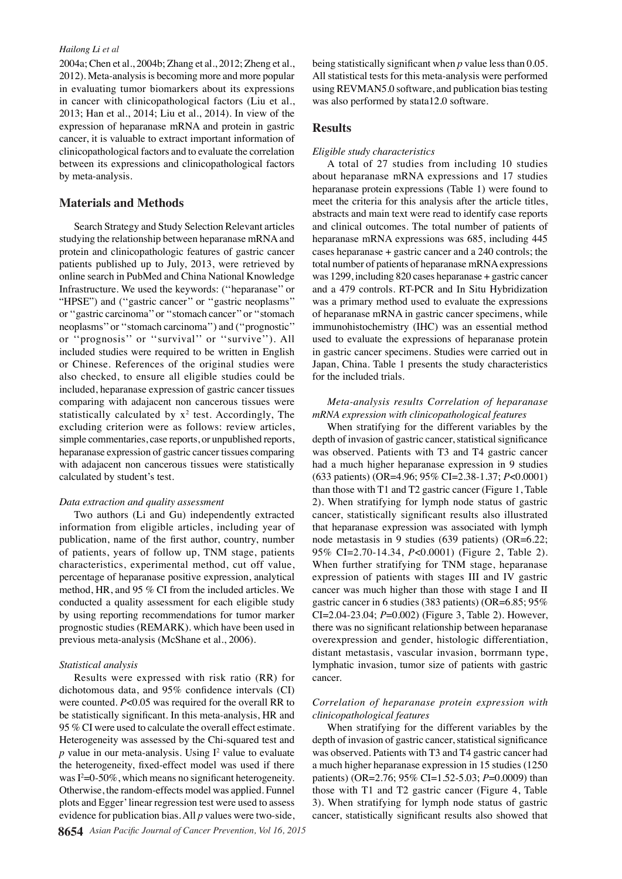2004a; Chen et al., 2004b; Zhang et al., 2012; Zheng et al., 2012). Meta-analysis is becoming more and more popular in evaluating tumor biomarkers about its expressions in cancer with clinicopathological factors (Liu et al., 2013; Han et al., 2014; Liu et al., 2014). In view of the expression of heparanase mRNA and protein in gastric cancer, it is valuable to extract important information of clinicopathological factors and to evaluate the correlation between its expressions and clinicopathological factors by meta-analysis.

## Materials and Methods

Search Strategy and Study Selection Relevant articles studying the relationship between heparanase mRNA and protein and clinicopathologic features of gastric cancer patients published up to July, 2013, were retrieved by online search in PubMed and China National Knowledge Infrastructure. We used the keywords: (''heparanase'' or "HPSE") and (''gastric cancer'' or ''gastric neoplasms'' or ''gastric carcinoma'' or ''stomach cancer'' or ''stomach neoplasms'' or ''stomach carcinoma'') and (''prognostic'' or ''prognosis'' or ''survival'' or ''survive''). All included studies were required to be written in English or Chinese. References of the original studies were also checked, to ensure all eligible studies could be included, heparanase expression of gastric cancer tissues comparing with adjacent non cancerous tissues were statistically calculated by $x^2$ test. Accordingly, The excluding criterion were as follows: review articles, simple commentaries, case reports, or unpublished reports, heparanase expression of gastric cancer tissues comparing with adjacent non cancerous tissues were statistically calculated by student's test.

### *Data extraction and quality assessment*

Two authors (Li and Gu) independently extracted information from eligible articles, including year of publication, name of the first author, country, number of patients, years of follow up, TNM stage, patients characteristics, experimental method, cut off value, percentage of heparanase positive expression, analytical method, HR, and 95 % CI from the included articles. We conducted a quality assessment for each eligible study by using reporting recommendations for tumor marker prognostic studies (REMARK). which have been used in previous meta-analysis (McShane et al., 2006).

### *Statistical analysis*

Results were expressed with risk ratio (RR) for dichotomous data, and 95% confidence intervals (CI) were counted. $P<0.05$ was required for the overall RR to be statistically significant. In this meta-analysis, HR and 95 % CI were used to calculate the overall effect estimate. Heterogeneity was assessed by the Chi-squared test and $p$ value in our meta-analysis. Using $I^2$ value to evaluate the heterogeneity, fixed-effect model was used if there was $I^2$=0-50%, which means no significant heterogeneity. Otherwise, the random-effects model was applied. Funnel plots and Egger' linear regression test were used to assess evidence for publication bias. All $p$ values were two-side, being statistically significant when $p$ value less than 0.05. All statistical tests for this meta-analysis were performed using REVMAN5.0 software, and publication bias testing was also performed by stata12.0 software.

## Results

### *Eligible study characteristics*

A total of 27 studies from including 10 studies about heparanase mRNA expressions and 17 studies heparanase protein expressions (Table 1) were found to meet the criteria for this analysis after the article titles, abstracts and main text were read to identify case reports and clinical outcomes. The total number of patients of heparanase mRNA expressions was 685, including 445 cases heparanase + gastric cancer and a 240 controls; the total number of patients of heparanase mRNA expressions was 1299, including 820 cases heparanase + gastric cancer and a 479 controls. RT-PCR and In Situ Hybridization was a primary method used to evaluate the expressions of heparanase mRNA in gastric cancer specimens, while immunohistochemistry (IHC) was an essential method used to evaluate the expressions of heparanase protein in gastric cancer specimens. Studies were carried out in Japan, China. Table 1 presents the study characteristics for the included trials.

### *Meta-analysis results Correlation of heparanase mRNA expression with clinicopathological features*

When stratifying for the different variables by the depth of invasion of gastric cancer, statistical significance was observed. Patients with T3 and T4 gastric cancer had a much higher heparanase expression in 9 studies (633 patients) (OR=4.96; 95% CI=2.38-1.37; $P<0.0001$) than those with T1 and T2 gastric cancer (Figure 1, Table 2). When stratifying for lymph node status of gastric cancer, statistically significant results also illustrated that heparanase expression was associated with lymph node metastasis in 9 studies (639 patients) (OR=6.22; 95% CI=2.70-14.34, $P<0.0001$) (Figure 2, Table 2). When further stratifying for TNM stage, heparanase expression of patients with stages III and IV gastric cancer was much higher than those with stage I and II gastric cancer in 6 studies (383 patients) (OR=6.85; 95% CI=2.04-23.04; $P=0.002$) (Figure 3, Table 2). However, there was no significant relationship between heparanase overexpression and gender, histologic differentiation, distant metastasis, vascular invasion, borrmann type, lymphatic invasion, tumor size of patients with gastric cancer.

### *Correlation of heparanase protein expression with clinicopathological features*

When stratifying for the different variables by the depth of invasion of gastric cancer, statistical significance was observed. Patients with T3 and T4 gastric cancer had a much higher heparanase expression in 15 studies (1250 patients) (OR=2.76; 95% CI=1.52-5.03; $P=0.0009$) than those with T1 and T2 gastric cancer (Figure 4, Table 3). When stratifying for lymph node status of gastric cancer, statistically significant results also showed that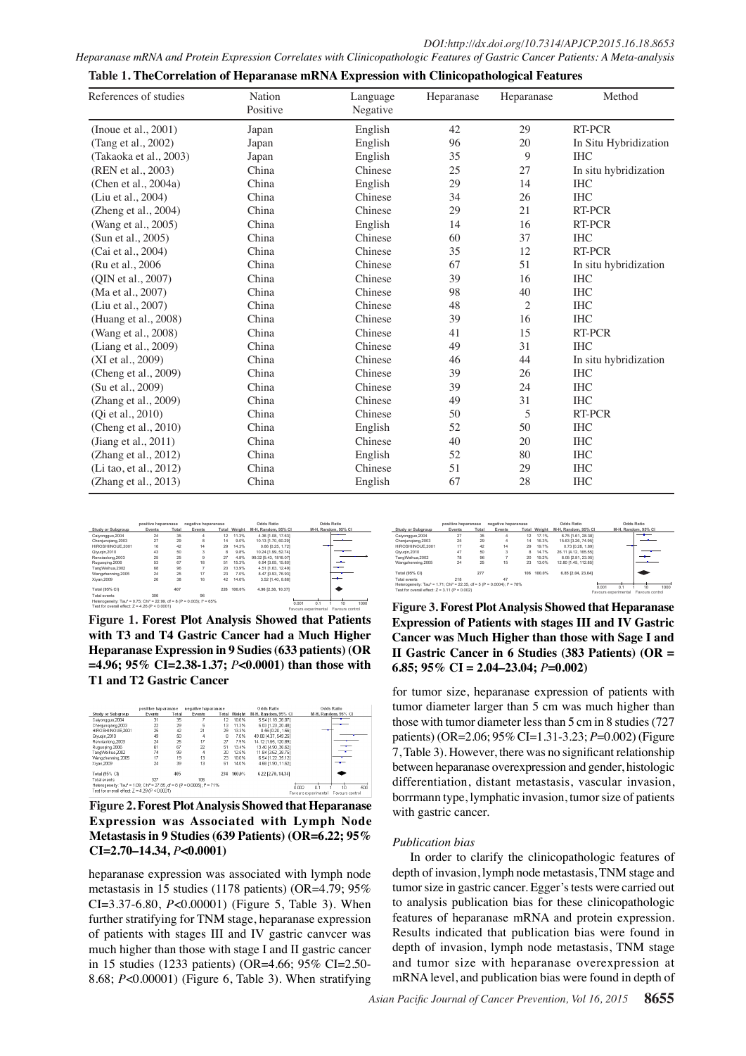**Table 1. TheCorrelation of Heparanase mRNA Expression with Clinicopathological Features**

| References of studies | Nation Positive | Language Negative | Heparanase | Heparanase | Method |
|---|---|---|---|---|---|
| (Inoue et al., 2001) | Japan | English | 42 | 29 | RT-PCR |
| (Tang et al., 2002) | Japan | English | 96 | 20 | In Situ Hybridization |
| (Takaoka et al., 2003) | Japan | English | 35 | 9 | IHC |
| (REN et al., 2003) | China | Chinese | 25 | 27 | In situ hybridization |
| (Chen et al., 2004a) | China | English | 29 | 14 | IHC |
| (Liu et al., 2004) | China | Chinese | 34 | 26 | IHC |
| (Zheng et al., 2004) | China | Chinese | 29 | 21 | RT-PCR |
| (Wang et al., 2005) | China | English | 14 | 16 | RT-PCR |
| (Sun et al., 2005) | China | Chinese | 60 | 37 | IHC |
| (Cai et al., 2004) | China | Chinese | 35 | 12 | RT-PCR |
| (Ru et al., 2006 | China | Chinese | 67 | 51 | In situ hybridization |
| (QIN et al., 2007) | China | Chinese | 39 | 16 | IHC |
| (Ma et al., 2007) | China | Chinese | 98 | 40 | IHC |
| (Liu et al., 2007) | China | Chinese | 48 | 2 | IHC |
| (Huang et al., 2008) | China | Chinese | 39 | 16 | IHC |
| (Wang et al., 2008) | China | Chinese | 41 | 15 | RT-PCR |
| (Liang et al., 2009) | China | Chinese | 49 | 31 | IHC |
| (XI et al., 2009) | China | Chinese | 46 | 44 | In situ hybridization |
| (Cheng et al., 2009) | China | Chinese | 39 | 26 | IHC |
| (Su et al., 2009) | China | Chinese | 39 | 24 | IHC |
| (Zhang et al., 2009) | China | Chinese | 49 | 31 | IHC |
| (Qi et al., 2010) | China | Chinese | 50 | 5 | RT-PCR |
| (Cheng et al., 2010) | China | English | 52 | 50 | IHC |
| (Jiang et al., 2011) | China | Chinese | 40 | 20 | IHC |
| (Zhang et al., 2012) | China | English | 52 | 80 | IHC |
| (Li tao, et al., 2012) | China | Chinese | 51 | 29 | IHC |
| (Zhang et al., 2013) | China | English | 67 | 28 | IHC |

**Figure 1. Forest Plot Analysis Showed that Patients with T3 and T4 Gastric Cancer had a Much Higher Heparanase Expression in 9 Sudies (633 patients) (OR =4.96; 95% CI=2.38-1.37; *P*<0.0001) than those with T1 and T2 Gastric Cancer**

**Figure 2. Forest Plot Analysis Showed that Heparanase Expression was Associated with Lymph Node Metastasis in 9 Studies (639 Patients) (OR=6.22; 95% CI=2.70–14.34, *P*<0.0001)**

**Figure 3. Forest Plot Analysis Showed that Heparanase Expression of Patients with stages III and IV Gastric Cancer was Much Higher than those with Sage I and II Gastric Cancer in 6 Studies (383 Patients) (OR = 6.85; 95% CI = 2.04–23.04; *P*=0.002)**

heparanase expression was associated with lymph node metastasis in 15 studies (1178 patients) (OR=4.79; 95% CI=3.37-6.80, *P*<0.00001) (Figure 5, Table 3). When further stratifying for TNM stage, heparanase expression of patients with stages III and IV gastric canvcer was much higher than those with stage I and II gastric cancer in 15 studies (1233 patients) (OR=4.66; 95% CI=2.50-8.68; *P*<0.00001) (Figure 6, Table 3). When stratifying for tumor size, heparanase expression of patients with tumor diameter larger than 5 cm was much higher than those with tumor diameter less than 5 cm in 8 studies (727 patients) (OR=2.06; 95% CI=1.31-3.23; *P*=0.002) (Figure 7, Table 3). However, there was no significant relationship between heparanase overexpression and gender, histologic differentiation, distant metastasis, vascular invasion, borrmann type, lymphatic invasion, tumor size of patients with gastric cancer.

*Publication bias*

In order to clarify the clinicopathologic features of depth of invasion, lymph node metastasis, TNM stage and tumor size in gastric cancer. Egger's tests were carried out to analysis publication bias for these clinicopathologic features of heparanase mRNA and protein expression. Results indicated that publication bias were found in depth of invasion, lymph node metastasis, TNM stage and tumor size with heparanase overexpression at mRNA level, and publication bias were found in depth of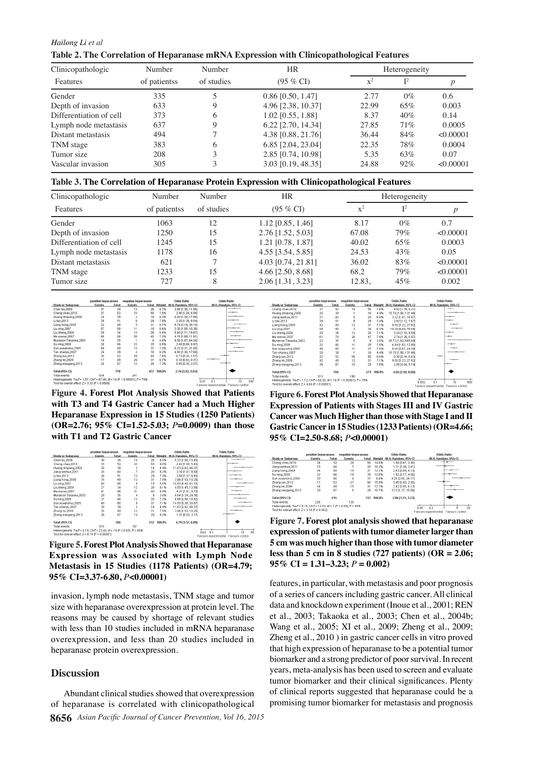**Table 2. The Correlation of Heparanase mRNA Expression with Clinicopathological Features**

| Clinicopathologic Features | Number of patientss | Number of studies | HR (95 % CI) | Heterogeneity $x^2$ | $I^2$ | $p$ |
|---|---|---|---|---|---|---|
| Gender | 335 | 5 | 0.86 [0.50, 1.47] | 2.77 | 0% | 0.6 |
| Depth of invasion | 633 | 9 | 4.96 [2.38, 10.37] | 22.99 | 65% | 0.003 |
| Differentiation of cell | 373 | 6 | 1.02 [0.55, 1.88] | 8.37 | 40% | 0.14 |
| Lymph node metastasis | 637 | 9 | 6.22 [2.70, 14.34] | 27.85 | 71% | 0.0005 |
| Distant metastasis | 494 | 7 | 4.38 [0.88, 21.76] | 36.44 | 84% | <0.00001 |
| TNM stage | 383 | 6 | 6.85 [2.04, 23.04] | 22.35 | 78% | 0.0004 |
| Tumor size | 208 | 3 | 2.85 [0.74, 10.98] | 5.35 | 63% | 0.07 |
| Vascular invasion | 305 | 3 | 3.03 [0.19, 48.35] | 24.88 | 92% | <0.00001 |

**Table 3. The Correlation of Heparanase Protein Expression with Clinicopathological Features**

| Clinicopathologic Features | Number of patientss | Number of studies | HR (95 % CI) | Heterogeneity $x^2$ | $I^2$ | $p$ |
|---|---|---|---|---|---|---|
| Gender | 1063 | 12 | 1.12 [0.85, 1.46] | 8.17 | 0% | 0.7 |
| Depth of invasion | 1250 | 15 | 2.76 [1.52, 5.03] | 67.08 | 79% | <0.00001 |
| Differentiation of cell | 1245 | 15 | 1.21 [0.78, 1.87] | 40.02 | 65% | 0.0003 |
| Lymph node metastasis | 1178 | 16 | 4.55 [3.54, 5.85] | 24.53 | 43% | 0.05 |
| Distant metastasis | 621 | 7 | 4.03 [0.74, 21.81] | 36.02 | 83% | <0.00001 |
| TNM stage | 1233 | 15 | 4.66 [2.50, 8.68] | 68.2 | 79% | <0.00001 |
| Tumor size | 727 | 8 | 2.06 [1.31, 3.23] | 12.83, | 45% | 0.002 |

**Figure 4. Forest Plot Analysis Showed that Patients with T3 and T4 Gastric Cancer had a Much Higher Heparanase Expression in 15 Studies (1250 Patients) (OR=2.76; 95% CI=1.52-5.03; *P*=0.0009) than those with T1 and T2 Gastric Cancer**

**Figure 5. Forest Plot Analysis Showed that Heparanase Expression was Associated with Lymph Node Metastasis in 15 Studies (1178 Patients) (OR=4.79; 95% CI=3.37-6.80, *P*<0.00001)**

**Figure 6. Forest Plot Analysis Showed that Heparanase Expression of Patients with Stages III and IV Gastric Cancer was Much Higher than those with Stage I and II Gastric Cancer in 15 Studies (1233 Patients) (OR=4.66; 95% CI=2.50-8.68; *P*<0.00001)**

**Figure 7. Forest plot analysis showed that heparanase expression of patients with tumor diameter larger than 5 cm was much higher than those with tumor diameter less than 5 cm in 8 studies (727 patients) (OR = 2.06; 95% CI = 1.31–3.23; *P* = 0.002)**

invasion, lymph node metastasis, TNM stage and tumor size with heparanase overexpression at protein level. The reasons may be caused by shortage of relevant studies with less than 10 studies included in mRNA heparanase overexpression, and less than 20 studies included in heparanase protein overexpression.

## Discussion

Abundant clinical studies showed that overexpression of heparanase is correlated with clinicopathological features, in particular, with metastasis and poor prognosis of a series of cancers including gastric cancer. All clinical data and knockdown experiment (Inoue et al., 2001; REN et al., 2003; Takaoka et al., 2003; Chen et al., 2004b; Wang et al., 2005; XI et al., 2009; Zheng et al., 2009; Zheng et al., 2010 ) in gastric cancer cells in vitro proved that high expression of heparanase to be a potential tumor biomarker and a strong predictor of poor survival. In recent years, meta-analysis has been used to screen and evaluate tumor biomarker and their clinical significances. Plenty of clinical reports suggested that heparanase could be a promising tumor biomarker for metastasis and prognosis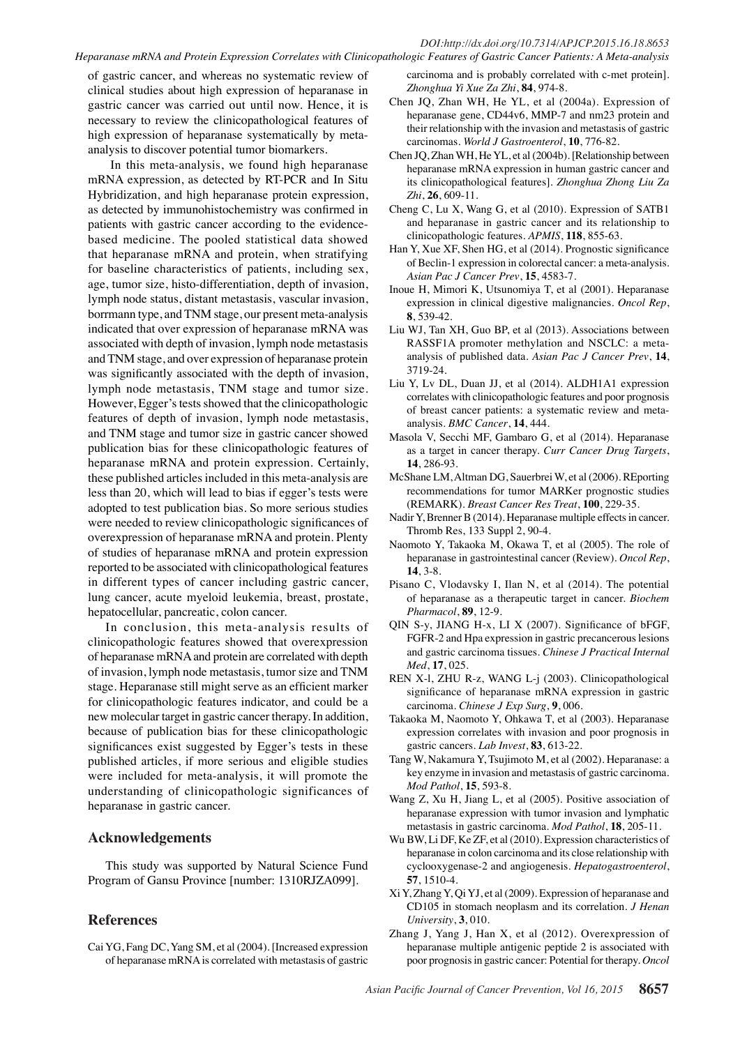of gastric cancer, and whereas no systematic review of clinical studies about high expression of heparanase in gastric cancer was carried out until now. Hence, it is necessary to review the clinicopathological features of high expression of heparanase systematically by meta-analysis to discover potential tumor biomarkers.

In this meta-analysis, we found high heparanase mRNA expression, as detected by RT-PCR and In Situ Hybridization, and high heparanase protein expression, as detected by immunohistochemistry was confirmed in patients with gastric cancer according to the evidence-based medicine. The pooled statistical data showed that heparanase mRNA and protein, when stratifying for baseline characteristics of patients, including sex, age, tumor size, histo-differentiation, depth of invasion, lymph node status, distant metastasis, vascular invasion, borrmann type, and TNM stage, our present meta-analysis indicated that over expression of heparanase mRNA was associated with depth of invasion, lymph node metastasis and TNM stage, and over expression of heparanase protein was significantly associated with the depth of invasion, lymph node metastasis, TNM stage and tumor size. However, Egger's tests showed that the clinicopathologic features of depth of invasion, lymph node metastasis, and TNM stage and tumor size in gastric cancer showed publication bias for these clinicopathologic features of heparanase mRNA and protein expression. Certainly, these published articles included in this meta-analysis are less than 20, which will lead to bias if egger's tests were adopted to test publication bias. So more serious studies were needed to review clinicopathologic significances of overexpression of heparanase mRNA and protein. Plenty of studies of heparanase mRNA and protein expression reported to be associated with clinicopathological features in different types of cancer including gastric cancer, lung cancer, acute myeloid leukemia, breast, prostate, hepatocellular, pancreatic, colon cancer.

In conclusion, this meta-analysis results of clinicopathologic features showed that overexpression of heparanase mRNA and protein are correlated with depth of invasion, lymph node metastasis, tumor size and TNM stage. Heparanase still might serve as an efficient marker for clinicopathologic features indicator, and could be a new molecular target in gastric cancer therapy. In addition, because of publication bias for these clinicopathologic significances exist suggested by Egger's tests in these published articles, if more serious and eligible studies were included for meta-analysis, it will promote the understanding of clinicopathologic significances of heparanase in gastric cancer.

## Acknowledgements

This study was supported by Natural Science Fund Program of Gansu Province [number: 1310RJZA099].

## References

Cai YG, Fang DC, Yang SM, et al (2004). [Increased expression of heparanase mRNA is correlated with metastasis of gastric carcinoma and is probably correlated with c-met protein]. *Zhonghua Yi Xue Za Zhi*, **84**, 974-8.

Chen JQ, Zhan WH, He YL, et al (2004a). Expression of heparanase gene, CD44v6, MMP-7 and nm23 protein and their relationship with the invasion and metastasis of gastric carcinomas. *World J Gastroenterol*, **10**, 776-82.

Chen JQ, Zhan WH, He YL, et al (2004b). [Relationship between heparanase mRNA expression in human gastric cancer and its clinicopathological features]. *Zhonghua Zhong Liu Za Zhi*, **26**, 609-11.

Cheng C, Lu X, Wang G, et al (2010). Expression of SATB1 and heparanase in gastric cancer and its relationship to clinicopathologic features. *APMIS*, **118**, 855-63.

Han Y, Xue XF, Shen HG, et al (2014). Prognostic significance of Beclin-1 expression in colorectal cancer: a meta-analysis. *Asian Pac J Cancer Prev*, **15**, 4583-7.

Inoue H, Mimori K, Utsunomiya T, et al (2001). Heparanase expression in clinical digestive malignancies. *Oncol Rep*, **8**, 539-42.

Liu WJ, Tan XH, Guo BP, et al (2013). Associations between RASSF1A promoter methylation and NSCLC: a meta-analysis of published data. *Asian Pac J Cancer Prev*, **14**, 3719-24.

Liu Y, Lv DL, Duan JJ, et al (2014). ALDH1A1 expression correlates with clinicopathologic features and poor prognosis of breast cancer patients: a systematic review and meta-analysis. *BMC Cancer*, **14**, 444.

Masola V, Secchi MF, Gambaro G, et al (2014). Heparanase as a target in cancer therapy. *Curr Cancer Drug Targets*, **14**, 286-93.

McShane LM, Altman DG, Sauerbrei W, et al (2006). REporting recommendations for tumor MARKer prognostic studies (REMARK). *Breast Cancer Res Treat*, **100**, 229-35.

Nadir Y, Brenner B (2014). Heparanase multiple effects in cancer. Thromb Res, 133 Suppl 2, 90-4.

Naomoto Y, Takaoka M, Okawa T, et al (2005). The role of heparanase in gastrointestinal cancer (Review). *Oncol Rep*, **14**, 3-8.

Pisano C, Vlodavsky I, Ilan N, et al (2014). The potential of heparanase as a therapeutic target in cancer. *Biochem Pharmacol*, **89**, 12-9.

QIN S-y, JIANG H-x, LI X (2007). Significance of bFGF, FGFR-2 and Hpa expression in gastric precancerous lesions and gastric carcinoma tissues. *Chinese J Practical Internal Med*, **17**, 025.

REN X-l, ZHU R-z, WANG L-j (2003). Clinicopathological significance of heparanase mRNA expression in gastric carcinoma. *Chinese J Exp Surg*, **9**, 006.

Takaoka M, Naomoto Y, Ohkawa T, et al (2003). Heparanase expression correlates with invasion and poor prognosis in gastric cancers. *Lab Invest*, **83**, 613-22.

Tang W, Nakamura Y, Tsujimoto M, et al (2002). Heparanase: a key enzyme in invasion and metastasis of gastric carcinoma. *Mod Pathol*, **15**, 593-8.

Wang Z, Xu H, Jiang L, et al (2005). Positive association of heparanase expression with tumor invasion and lymphatic metastasis in gastric carcinoma. *Mod Pathol*, **18**, 205-11.

Wu BW, Li DF, Ke ZF, et al (2010). Expression characteristics of heparanase in colon carcinoma and its close relationship with cyclooxygenase-2 and angiogenesis. *Hepatogastroenterol*, **57**, 1510-4.

Xi Y, Zhang Y, Qi YJ, et al (2009). Expression of heparanase and CD105 in stomach neoplasm and its correlation. *J Henan University*, **3**, 010.

Zhang J, Yang J, Han X, et al (2012). Overexpression of heparanase multiple antigenic peptide 2 is associated with poor prognosis in gastric cancer: Potential for therapy. *Oncol*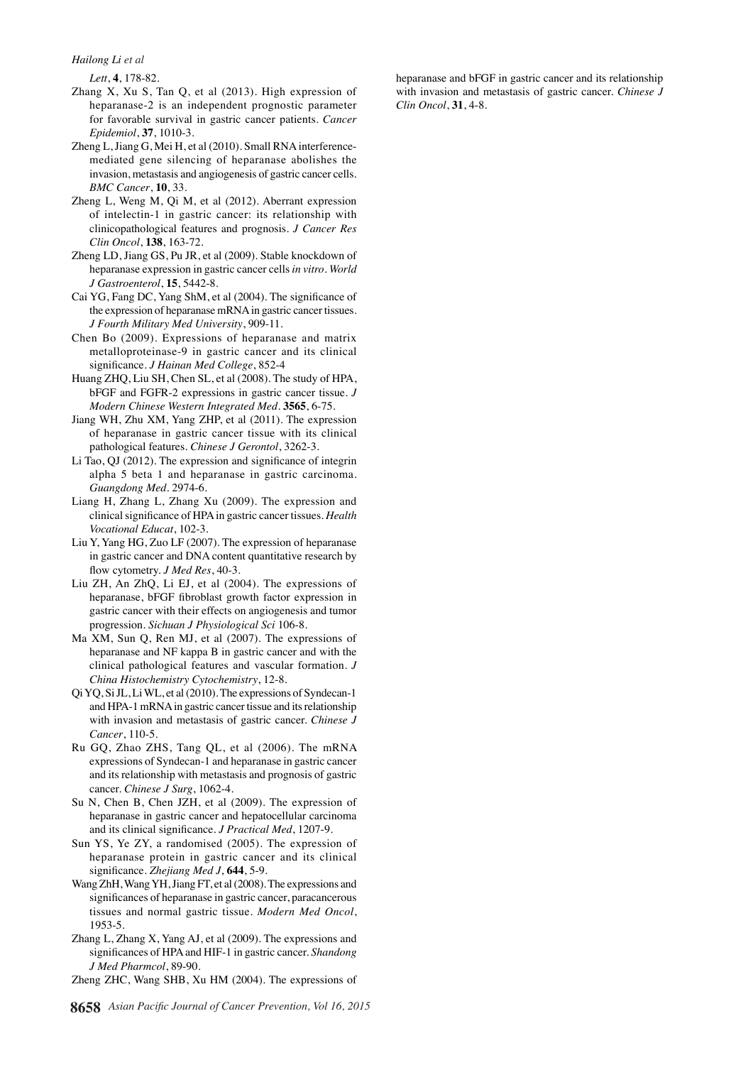*Lett*, **4**, 178-82.

Zhang X, Xu S, Tan Q, et al (2013). High expression of heparanase-2 is an independent prognostic parameter for favorable survival in gastric cancer patients. *Cancer Epidemiol*, **37**, 1010-3.

Zheng L, Jiang G, Mei H, et al (2010). Small RNA interference-mediated gene silencing of heparanase abolishes the invasion, metastasis and angiogenesis of gastric cancer cells. *BMC Cancer*, **10**, 33.

Zheng L, Weng M, Qi M, et al (2012). Aberrant expression of intelectin-1 in gastric cancer: its relationship with clinicopathological features and prognosis. *J Cancer Res Clin Oncol*, **138**, 163-72.

Zheng LD, Jiang GS, Pu JR, et al (2009). Stable knockdown of heparanase expression in gastric cancer cells *in vitro*. *World J Gastroenterol*, **15**, 5442-8.

Cai YG, Fang DC, Yang ShM, et al (2004). The significance of the expression of heparanase mRNA in gastric cancer tissues. *J Fourth Military Med University*, 909-11.

Chen Bo (2009). Expressions of heparanase and matrix metalloproteinase-9 in gastric cancer and its clinical significance. *J Hainan Med College*, 852-4

Huang ZHQ, Liu SH, Chen SL, et al (2008). The study of HPA, bFGF and FGFR-2 expressions in gastric cancer tissue. *J Modern Chinese Western Integrated Med*. **3565**, 6-75.

Jiang WH, Zhu XM, Yang ZHP, et al (2011). The expression of heparanase in gastric cancer tissue with its clinical pathological features. *Chinese J Gerontol*, 3262-3.

Li Tao, QJ (2012). The expression and significance of integrin alpha 5 beta 1 and heparanase in gastric carcinoma. *Guangdong Med*. 2974-6.

Liang H, Zhang L, Zhang Xu (2009). The expression and clinical significance of HPA in gastric cancer tissues. *Health Vocational Educat*, 102-3.

Liu Y, Yang HG, Zuo LF (2007). The expression of heparanase in gastric cancer and DNA content quantitative research by flow cytometry. *J Med Res*, 40-3.

Liu ZH, An ZhQ, Li EJ, et al (2004). The expressions of heparanase, bFGF fibroblast growth factor expression in gastric cancer with their effects on angiogenesis and tumor progression. *Sichuan J Physiological Sci* 106-8.

Ma XM, Sun Q, Ren MJ, et al (2007). The expressions of heparanase and NF kappa B in gastric cancer and with the clinical pathological features and vascular formation. *J China Histochemistry Cytochemistry*, 12-8.

Qi YQ, Si JL, Li WL, et al (2010). The expressions of Syndecan-1 and HPA-1 mRNA in gastric cancer tissue and its relationship with invasion and metastasis of gastric cancer. *Chinese J Cancer*, 110-5.

Ru GQ, Zhao ZHS, Tang QL, et al (2006). The mRNA expressions of Syndecan-1 and heparanase in gastric cancer and its relationship with metastasis and prognosis of gastric cancer. *Chinese J Surg*, 1062-4.

Su N, Chen B, Chen JZH, et al (2009). The expression of heparanase in gastric cancer and hepatocellular carcinoma and its clinical significance. *J Practical Med*, 1207-9.

Sun YS, Ye ZY, a randomised (2005). The expression of heparanase protein in gastric cancer and its clinical significance. *Zhejiang Med J*, **644**, 5-9.

Wang ZhH, Wang YH, Jiang FT, et al (2008). The expressions and significances of heparanase in gastric cancer, paracancerous tissues and normal gastric tissue. *Modern Med Oncol*, 1953-5.

Zhang L, Zhang X, Yang AJ, et al (2009). The expressions and significances of HPA and HIF-1 in gastric cancer. *Shandong J Med Pharmcol*, 89-90.

Zheng ZHC, Wang SHB, Xu HM (2004). The expressions of heparanase and bFGF in gastric cancer and its relationship with invasion and metastasis of gastric cancer. *Chinese J Clin Oncol*, **31**, 4-8.